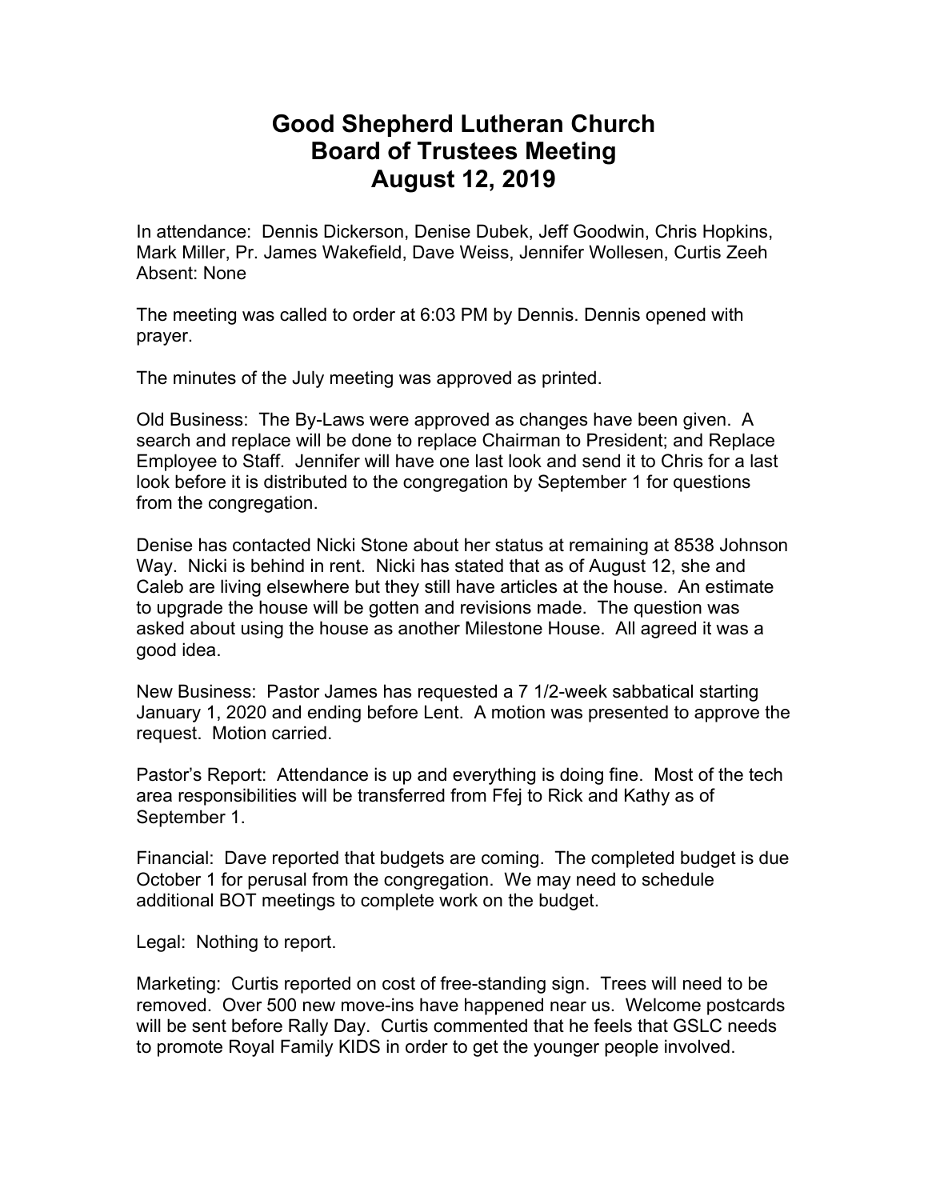# Good Shepherd Lutheran Church
# Board of Trustees Meeting
# August 12, 2019

In attendance: Dennis Dickerson, Denise Dubek, Jeff Goodwin, Chris Hopkins, Mark Miller, Pr. James Wakefield, Dave Weiss, Jennifer Wollesen, Curtis Zeeh
Absent: None

The meeting was called to order at 6:03 PM by Dennis. Dennis opened with prayer.

The minutes of the July meeting was approved as printed.

Old Business: The By-Laws were approved as changes have been given. A search and replace will be done to replace Chairman to President; and Replace Employee to Staff. Jennifer will have one last look and send it to Chris for a last look before it is distributed to the congregation by September 1 for questions from the congregation.

Denise has contacted Nicki Stone about her status at remaining at 8538 Johnson Way. Nicki is behind in rent. Nicki has stated that as of August 12, she and Caleb are living elsewhere but they still have articles at the house. An estimate to upgrade the house will be gotten and revisions made. The question was asked about using the house as another Milestone House. All agreed it was a good idea.

New Business: Pastor James has requested a 7 1/2-week sabbatical starting January 1, 2020 and ending before Lent. A motion was presented to approve the request. Motion carried.

Pastor's Report: Attendance is up and everything is doing fine. Most of the tech area responsibilities will be transferred from Ffej to Rick and Kathy as of September 1.

Financial: Dave reported that budgets are coming. The completed budget is due October 1 for perusal from the congregation. We may need to schedule additional BOT meetings to complete work on the budget.

Legal: Nothing to report.

Marketing: Curtis reported on cost of free-standing sign. Trees will need to be removed. Over 500 new move-ins have happened near us. Welcome postcards will be sent before Rally Day. Curtis commented that he feels that GSLC needs to promote Royal Family KIDS in order to get the younger people involved.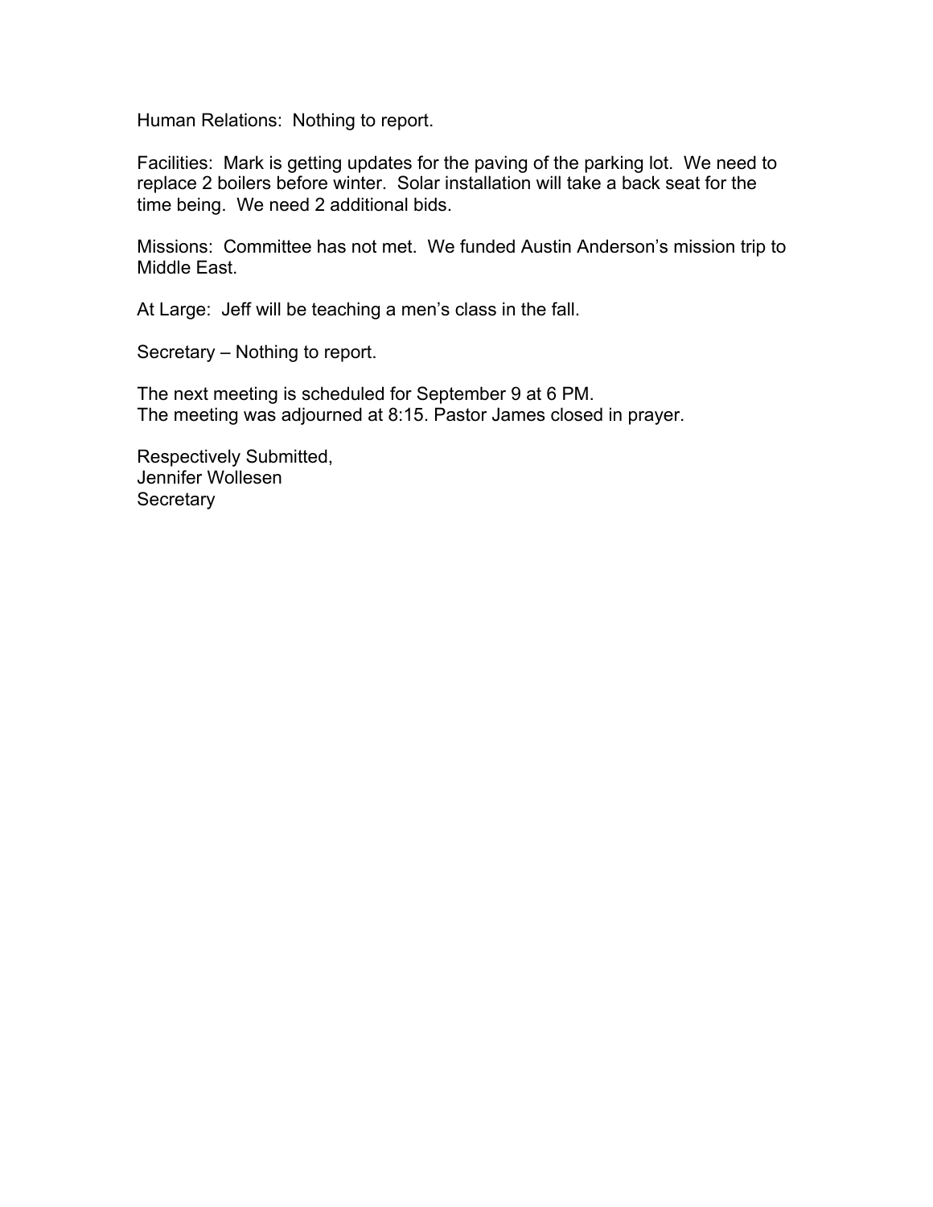Human Relations: Nothing to report.

Facilities: Mark is getting updates for the paving of the parking lot. We need to replace 2 boilers before winter. Solar installation will take a back seat for the time being. We need 2 additional bids.

Missions: Committee has not met. We funded Austin Anderson's mission trip to Middle East.

At Large: Jeff will be teaching a men's class in the fall.

Secretary – Nothing to report.

The next meeting is scheduled for September 9 at 6 PM.
The meeting was adjourned at 8:15. Pastor James closed in prayer.

Respectively Submitted,
Jennifer Wollesen
Secretary